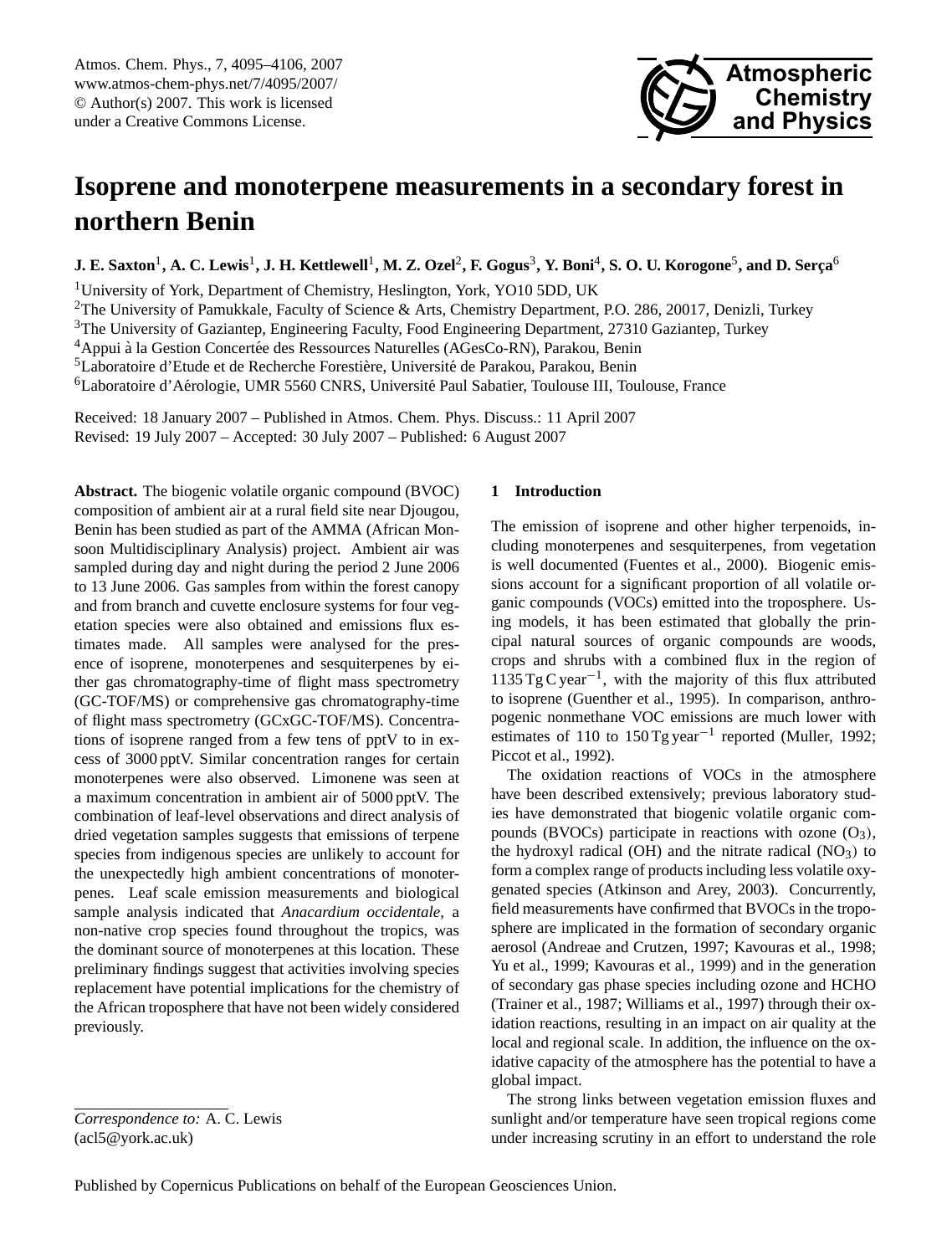# Isoprene and monoterpene measurements in a secondary forest in northern Benin

**J. E. Saxton[1], A. C. Lewis[1], J. H. Kettlewell[1], M. Z. Ozel[2], F. Gogus[3], Y. Boni[4], S. O. U. Korogone[5], and D. Serça[6]**

[1]University of York, Department of Chemistry, Heslington, York, YO10 5DD, UK

[2]The University of Pamukkale, Faculty of Science & Arts, Chemistry Department, P.O. 286, 20017, Denizli, Turkey

[3]The University of Gaziantep, Engineering Faculty, Food Engineering Department, 27310 Gaziantep, Turkey

[4]Appui à la Gestion Concertée des Ressources Naturelles (AGesCo-RN), Parakou, Benin

[5]Laboratoire d'Etude et de Recherche Forestière, Université de Parakou, Parakou, Benin

[6]Laboratoire d'Aérologie, UMR 5560 CNRS, Université Paul Sabatier, Toulouse III, Toulouse, France

Received: 18 January 2007 – Published in Atmos. Chem. Phys. Discuss.: 11 April 2007
Revised: 19 July 2007 – Accepted: 30 July 2007 – Published: 6 August 2007

**Abstract.** The biogenic volatile organic compound (BVOC) composition of ambient air at a rural field site near Djougou, Benin has been studied as part of the AMMA (African Monsoon Multidisciplinary Analysis) project. Ambient air was sampled during day and night during the period 2 June 2006 to 13 June 2006. Gas samples from within the forest canopy and from branch and cuvette enclosure systems for four vegetation species were also obtained and emissions flux estimates made. All samples were analysed for the presence of isoprene, monoterpenes and sesquiterpenes by either gas chromatography-time of flight mass spectrometry (GC-TOF/MS) or comprehensive gas chromatography-time of flight mass spectrometry (GCxGC-TOF/MS). Concentrations of isoprene ranged from a few tens of pptV to in excess of 3000 pptV. Similar concentration ranges for certain monoterpenes were also observed. Limonene was seen at a maximum concentration in ambient air of 5000 pptV. The combination of leaf-level observations and direct analysis of dried vegetation samples suggests that emissions of terpene species from indigenous species are unlikely to account for the unexpectedly high ambient concentrations of monoterpenes. Leaf scale emission measurements and biological sample analysis indicated that *Anacardium occidentale*, a non-native crop species found throughout the tropics, was the dominant source of monoterpenes at this location. These preliminary findings suggest that activities involving species replacement have potential implications for the chemistry of the African troposphere that have not been widely considered previously.

*Correspondence to:* A. C. Lewis
(acl5@york.ac.uk)

## 1 Introduction

The emission of isoprene and other higher terpenoids, including monoterpenes and sesquiterpenes, from vegetation is well documented (Fuentes et al., 2000). Biogenic emissions account for a significant proportion of all volatile organic compounds (VOCs) emitted into the troposphere. Using models, it has been estimated that globally the principal natural sources of organic compounds are woods, crops and shrubs with a combined flux in the region of 1135 Tg C year$^{-1}$, with the majority of this flux attributed to isoprene (Guenther et al., 1995). In comparison, anthropogenic nonmethane VOC emissions are much lower with estimates of 110 to 150 Tg year$^{-1}$ reported (Muller, 1992; Piccot et al., 1992).

The oxidation reactions of VOCs in the atmosphere have been described extensively; previous laboratory studies have demonstrated that biogenic volatile organic compounds (BVOCs) participate in reactions with ozone ($O_3$), the hydroxyl radical (OH) and the nitrate radical ($NO_3$) to form a complex range of products including less volatile oxygenated species (Atkinson and Arey, 2003). Concurrently, field measurements have confirmed that BVOCs in the troposphere are implicated in the formation of secondary organic aerosol (Andreae and Crutzen, 1997; Kavouras et al., 1998; Yu et al., 1999; Kavouras et al., 1999) and in the generation of secondary gas phase species including ozone and HCHO (Trainer et al., 1987; Williams et al., 1997) through their oxidation reactions, resulting in an impact on air quality at the local and regional scale. In addition, the influence on the oxidative capacity of the atmosphere has the potential to have a global impact.

The strong links between vegetation emission fluxes and sunlight and/or temperature have seen tropical regions come under increasing scrutiny in an effort to understand the role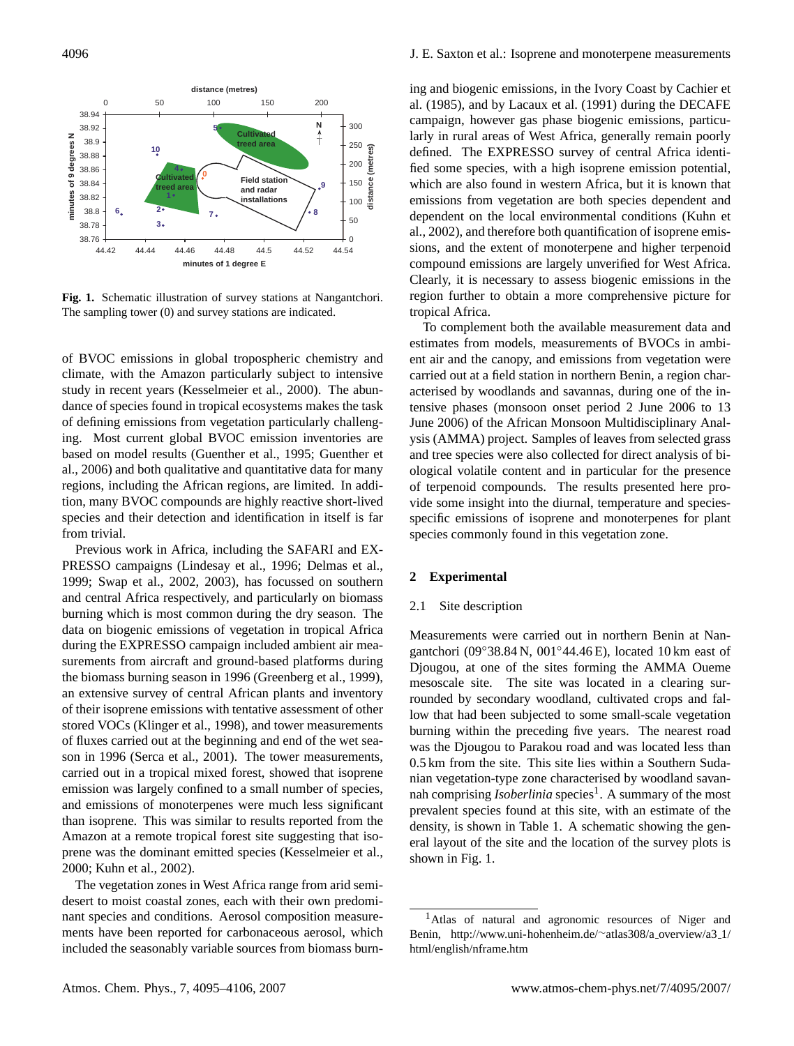**Fig. 1.** Schematic illustration of survey stations at Nangantchori. The sampling tower (0) and survey stations are indicated.

of BVOC emissions in global tropospheric chemistry and climate, with the Amazon particularly subject to intensive study in recent years (Kesselmeier et al., 2000). The abundance of species found in tropical ecosystems makes the task of defining emissions from vegetation particularly challenging. Most current global BVOC emission inventories are based on model results (Guenther et al., 1995; Guenther et al., 2006) and both qualitative and quantitative data for many regions, including the African regions, are limited. In addition, many BVOC compounds are highly reactive short-lived species and their detection and identification in itself is far from trivial.

Previous work in Africa, including the SAFARI and EXPRESSO campaigns (Lindesay et al., 1996; Delmas et al., 1999; Swap et al., 2002, 2003), has focussed on southern and central Africa respectively, and particularly on biomass burning which is most common during the dry season. The data on biogenic emissions of vegetation in tropical Africa during the EXPRESSO campaign included ambient air measurements from aircraft and ground-based platforms during the biomass burning season in 1996 (Greenberg et al., 1999), an extensive survey of central African plants and inventory of their isoprene emissions with tentative assessment of other stored VOCs (Klinger et al., 1998), and tower measurements of fluxes carried out at the beginning and end of the wet season in 1996 (Serca et al., 2001). The tower measurements, carried out in a tropical mixed forest, showed that isoprene emission was largely confined to a small number of species, and emissions of monoterpenes were much less significant than isoprene. This was similar to results reported from the Amazon at a remote tropical forest site suggesting that isoprene was the dominant emitted species (Kesselmeier et al., 2000; Kuhn et al., 2002).

The vegetation zones in West Africa range from arid semi-desert to moist coastal zones, each with their own predominant species and conditions. Aerosol composition measurements have been reported for carbonaceous aerosol, which included the seasonably variable sources from biomass burning and biogenic emissions, in the Ivory Coast by Cachier et al. (1985), and by Lacaux et al. (1991) during the DECAFE campaign, however gas phase biogenic emissions, particularly in rural areas of West Africa, generally remain poorly defined. The EXPRESSO survey of central Africa identified some species, with a high isoprene emission potential, which are also found in western Africa, but it is known that emissions from vegetation are both species dependent and dependent on the local environmental conditions (Kuhn et al., 2002), and therefore both quantification of isoprene emissions, and the extent of monoterpene and higher terpenoid compound emissions are largely unverified for West Africa. Clearly, it is necessary to assess biogenic emissions in the region further to obtain a more comprehensive picture for tropical Africa.

To complement both the available measurement data and estimates from models, measurements of BVOCs in ambient air and the canopy, and emissions from vegetation were carried out at a field station in northern Benin, a region characterised by woodlands and savannas, during one of the intensive phases (monsoon onset period 2 June 2006 to 13 June 2006) of the African Monsoon Multidisciplinary Analysis (AMMA) project. Samples of leaves from selected grass and tree species were also collected for direct analysis of biological volatile content and in particular for the presence of terpenoid compounds. The results presented here provide some insight into the diurnal, temperature and species-specific emissions of isoprene and monoterpenes for plant species commonly found in this vegetation zone.

## 2 Experimental

### 2.1 Site description

Measurements were carried out in northern Benin at Nangantchori (09°38.84 N, 001°44.46 E), located 10 km east of Djougou, at one of the sites forming the AMMA Oueme mesoscale site. The site was located in a clearing surrounded by secondary woodland, cultivated crops and fallow that had been subjected to some small-scale vegetation burning within the preceding five years. The nearest road was the Djougou to Parakou road and was located less than 0.5 km from the site. This site lies within a Southern Sudanian vegetation-type zone characterised by woodland savannah comprising *Isoberlinia* species[1]. A summary of the most prevalent species found at this site, with an estimate of the density, is shown in Table 1. A schematic showing the general layout of the site and the location of the survey plots is shown in Fig. 1.

[1]Atlas of natural and agronomic resources of Niger and Benin, http://www.uni-hohenheim.de/~atlas308/a_overview/a3_1/html/english/nframe.htm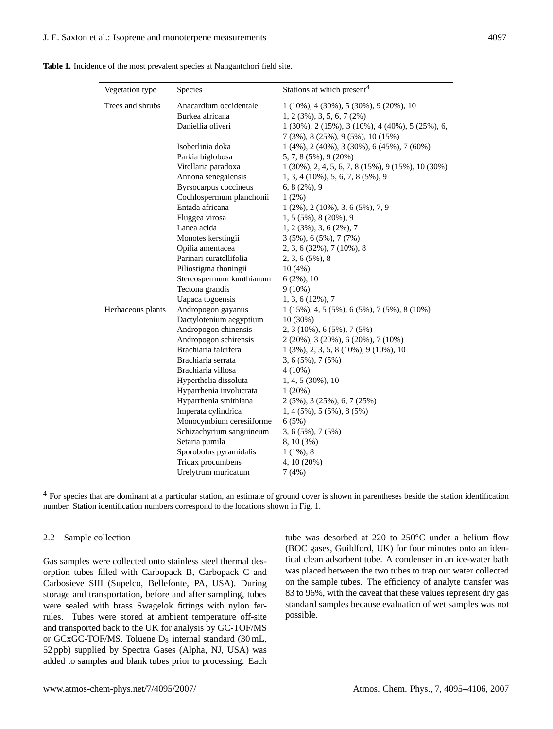**Table 1.** Incidence of the most prevalent species at Nangantchori field site.

| Vegetation type | Species | Stations at which present[4] |
|---|---|---|
| Trees and shrubs | Anacardium occidentale | 1 (10%), 4 (30%), 5 (30%), 9 (20%), 10 |
| | Burkea africana | 1, 2 (3%), 3, 5, 6, 7 (2%) |
| | Daniellia oliveri | 1 (30%), 2 (15%), 3 (10%), 4 (40%), 5 (25%), 6, 7 (3%), 8 (25%), 9 (5%), 10 (15%) |
| | Isoberlinia doka | 1 (4%), 2 (40%), 3 (30%), 6 (45%), 7 (60%) |
| | Parkia biglobosa | 5, 7, 8 (5%), 9 (20%) |
| | Vitellaria paradoxa | 1 (30%), 2, 4, 5, 6, 7, 8 (15%), 9 (15%), 10 (30%) |
| | Annona senegalensis | 1, 3, 4 (10%), 5, 6, 7, 8 (5%), 9 |
| | Byrsocarpus coccineus | 6, 8 (2%), 9 |
| | Cochlospermum planchonii | 1 (2%) |
| | Entada africana | 1 (2%), 2 (10%), 3, 6 (5%), 7, 9 |
| | Fluggea virosa | 1, 5 (5%), 8 (20%), 9 |
| | Lanea acida | 1, 2 (3%), 3, 6 (2%), 7 |
| | Monotes kerstingii | 3 (5%), 6 (5%), 7 (7%) |
| | Opilia amentacea | 2, 3, 6 (32%), 7 (10%), 8 |
| | Parinari curatellifolia | 2, 3, 6 (5%), 8 |
| | Piliostigma thoningii | 10 (4%) |
| | Stereospermum kunthianum | 6 (2%), 10 |
| | Tectona grandis | 9 (10%) |
| | Uapaca togoensis | 1, 3, 6 (12%), 7 |
| Herbaceous plants | Andropogon gayanus | 1 (15%), 4, 5 (5%), 6 (5%), 7 (5%), 8 (10%) |
| | Dactylotenium aegyptium | 10 (30%) |
| | Andropogon chinensis | 2, 3 (10%), 6 (5%), 7 (5%) |
| | Andropogon schirensis | 2 (20%), 3 (20%), 6 (20%), 7 (10%) |
| | Brachiaria falcifera | 1 (3%), 2, 3, 5, 8 (10%), 9 (10%), 10 |
| | Brachiaria serrata | 3, 6 (5%), 7 (5%) |
| | Brachiaria villosa | 4 (10%) |
| | Hyperthelia dissoluta | 1, 4, 5 (30%), 10 |
| | Hyparrhenia involucrata | 1 (20%) |
| | Hyparrhenia smithiana | 2 (5%), 3 (25%), 6, 7 (25%) |
| | Imperata cylindrica | 1, 4 (5%), 5 (5%), 8 (5%) |
| | Monocymbium ceresiiforme | 6 (5%) |
| | Schizachyrium sanguineum | 3, 6 (5%), 7 (5%) |
| | Setaria pumila | 8, 10 (3%) |
| | Sporobolus pyramidalis | 1 (1%), 8 |
| | Tridax procumbens | 4, 10 (20%) |
| | Urelytrum muricatum | 7 (4%) |

[4] For species that are dominant at a particular station, an estimate of ground cover is shown in parentheses beside the station identification number. Station identification numbers correspond to the locations shown in Fig. 1.

### 2.2 Sample collection

Gas samples were collected onto stainless steel thermal desorption tubes filled with Carbopack B, Carbopack C and Carbosieve SIII (Supelco, Bellefonte, PA, USA). During storage and transportation, before and after sampling, tubes were sealed with brass Swagelok fittings with nylon ferrules. Tubes were stored at ambient temperature off-site and transported back to the UK for analysis by GC-TOF/MS or GCxGC-TOF/MS. Toluene $D_8$ internal standard (30 mL, 52 ppb) supplied by Spectra Gases (Alpha, NJ, USA) was added to samples and blank tubes prior to processing. Each tube was desorbed at 220 to 250°C under a helium flow (BOC gases, Guildford, UK) for four minutes onto an identical clean adsorbent tube. A condenser in an ice-water bath was placed between the two tubes to trap out water collected on the sample tubes. The efficiency of analyte transfer was 83 to 96%, with the caveat that these values represent dry gas standard samples because evaluation of wet samples was not possible.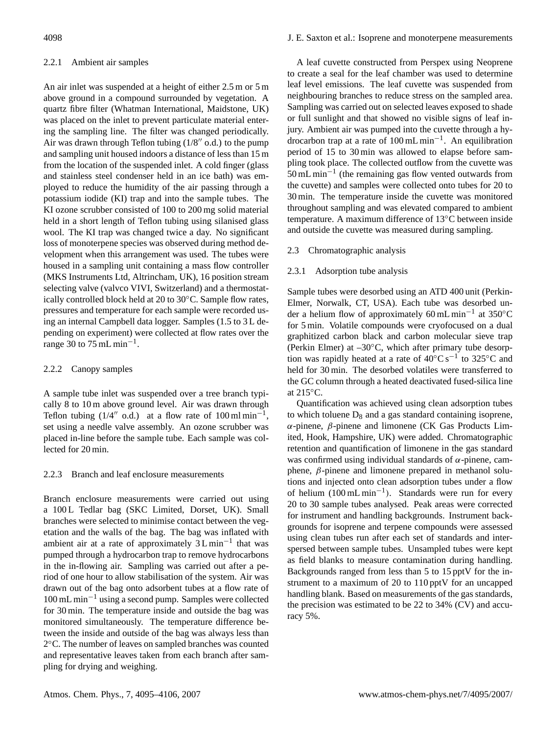### 2.2.1 Ambient air samples

An air inlet was suspended at a height of either 2.5 m or 5 m above ground in a compound surrounded by vegetation. A quartz fibre filter (Whatman International, Maidstone, UK) was placed on the inlet to prevent particulate material entering the sampling line. The filter was changed periodically. Air was drawn through Teflon tubing (1/8″ o.d.) to the pump and sampling unit housed indoors a distance of less than 15 m from the location of the suspended inlet. A cold finger (glass and stainless steel condenser held in an ice bath) was employed to reduce the humidity of the air passing through a potassium iodide (KI) trap and into the sample tubes. The KI ozone scrubber consisted of 100 to 200 mg solid material held in a short length of Teflon tubing using silanised glass wool. The KI trap was changed twice a day. No significant loss of monoterpene species was observed during method development when this arrangement was used. The tubes were housed in a sampling unit containing a mass flow controller (MKS Instruments Ltd, Altrincham, UK), 16 position stream selecting valve (valvco VIVI, Switzerland) and a thermostatically controlled block held at 20 to 30°C. Sample flow rates, pressures and temperature for each sample were recorded using an internal Campbell data logger. Samples (1.5 to 3 L depending on experiment) were collected at flow rates over the range 30 to 75 mL $min^{-1}$.

### 2.2.2 Canopy samples

A sample tube inlet was suspended over a tree branch typically 8 to 10 m above ground level. Air was drawn through Teflon tubing (1/4″ o.d.) at a flow rate of 100 ml $min^{-1}$, set using a needle valve assembly. An ozone scrubber was placed in-line before the sample tube. Each sample was collected for 20 min.

### 2.2.3 Branch and leaf enclosure measurements

Branch enclosure measurements were carried out using a 100 L Tedlar bag (SKC Limited, Dorset, UK). Small branches were selected to minimise contact between the vegetation and the walls of the bag. The bag was inflated with ambient air at a rate of approximately 3 L $min^{-1}$ that was pumped through a hydrocarbon trap to remove hydrocarbons in the in-flowing air. Sampling was carried out after a period of one hour to allow stabilisation of the system. Air was drawn out of the bag onto adsorbent tubes at a flow rate of 100 mL $min^{-1}$ using a second pump. Samples were collected for 30 min. The temperature inside and outside the bag was monitored simultaneously. The temperature difference between the inside and outside of the bag was always less than 2°C. The number of leaves on sampled branches was counted and representative leaves taken from each branch after sampling for drying and weighing.

A leaf cuvette constructed from Perspex using Neoprene to create a seal for the leaf chamber was used to determine leaf level emissions. The leaf cuvette was suspended from neighbouring branches to reduce stress on the sampled area. Sampling was carried out on selected leaves exposed to shade or full sunlight and that showed no visible signs of leaf injury. Ambient air was pumped into the cuvette through a hydrocarbon trap at a rate of 100 mL $min^{-1}$. An equilibration period of 15 to 30 min was allowed to elapse before sampling took place. The collected outflow from the cuvette was 50 mL $min^{-1}$ (the remaining gas flow vented outwards from the cuvette) and samples were collected onto tubes for 20 to 30 min. The temperature inside the cuvette was monitored throughout sampling and was elevated compared to ambient temperature. A maximum difference of 13°C between inside and outside the cuvette was measured during sampling.

## 2.3 Chromatographic analysis

### 2.3.1 Adsorption tube analysis

Sample tubes were desorbed using an ATD 400 unit (Perkin-Elmer, Norwalk, CT, USA). Each tube was desorbed under a helium flow of approximately 60 mL $min^{-1}$ at 350°C for 5 min. Volatile compounds were cryofocused on a dual graphitized carbon black and carbon molecular sieve trap (Perkin Elmer) at –30°C, which after primary tube desorption was rapidly heated at a rate of 40°C $s^{-1}$ to 325°C and held for 30 min. The desorbed volatiles were transferred to the GC column through a heated deactivated fused-silica line at 215°C.

Quantification was achieved using clean adsorption tubes to which toluene $D_8$ and a gas standard containing isoprene, $\alpha$-pinene, $\beta$-pinene and limonene (CK Gas Products Limited, Hook, Hampshire, UK) were added. Chromatographic retention and quantification of limonene in the gas standard was confirmed using individual standards of $\alpha$-pinene, camphene, $\beta$-pinene and limonene prepared in methanol solutions and injected onto clean adsorption tubes under a flow of helium (100 mL $min^{-1}$). Standards were run for every 20 to 30 sample tubes analysed. Peak areas were corrected for instrument and handling backgrounds. Instrument backgrounds for isoprene and terpene compounds were assessed using clean tubes run after each set of standards and interspersed between sample tubes. Unsampled tubes were kept as field blanks to measure contamination during handling. Backgrounds ranged from less than 5 to 15 pptV for the instrument to a maximum of 20 to 110 pptV for an uncapped handling blank. Based on measurements of the gas standards, the precision was estimated to be 22 to 34% (CV) and accuracy 5%.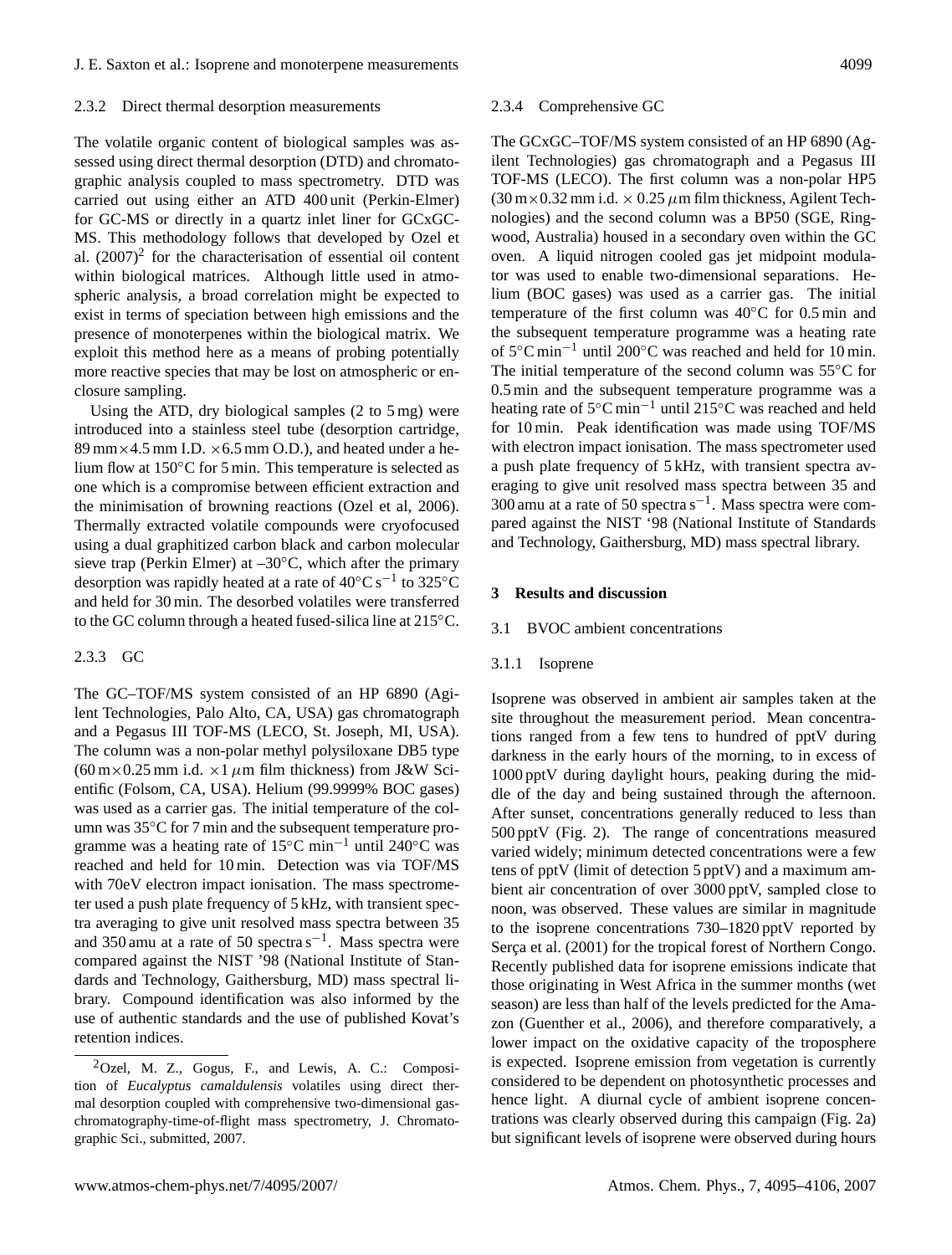### 2.3.2 Direct thermal desorption measurements

The volatile organic content of biological samples was assessed using direct thermal desorption (DTD) and chromatographic analysis coupled to mass spectrometry. DTD was carried out using either an ATD 400 unit (Perkin-Elmer) for GC-MS or directly in a quartz inlet liner for GCxGC-MS. This methodology follows that developed by Ozel et al. (2007)[2] for the characterisation of essential oil content within biological matrices. Although little used in atmospheric analysis, a broad correlation might be expected to exist in terms of speciation between high emissions and the presence of monoterpenes within the biological matrix. We exploit this method here as a means of probing potentially more reactive species that may be lost on atmospheric or enclosure sampling.

Using the ATD, dry biological samples (2 to 5 mg) were introduced into a stainless steel tube (desorption cartridge, 89 mm×4.5 mm I.D. ×6.5 mm O.D.), and heated under a helium flow at 150°C for 5 min. This temperature is selected as one which is a compromise between efficient extraction and the minimisation of browning reactions (Ozel et al, 2006). Thermally extracted volatile compounds were cryofocused using a dual graphitized carbon black and carbon molecular sieve trap (Perkin Elmer) at –30°C, which after the primary desorption was rapidly heated at a rate of 40°C $s^{-1}$ to 325°C and held for 30 min. The desorbed volatiles were transferred to the GC column through a heated fused-silica line at 215°C.

### 2.3.3 GC

The GC–TOF/MS system consisted of an HP 6890 (Agilent Technologies, Palo Alto, CA, USA) gas chromatograph and a Pegasus III TOF-MS (LECO, St. Joseph, MI, USA). The column was a non-polar methyl polysiloxane DB5 type (60 m×0.25 mm i.d. ×1 $\mu$m film thickness) from J&W Scientific (Folsom, CA, USA). Helium (99.9999% BOC gases) was used as a carrier gas. The initial temperature of the column was 35°C for 7 min and the subsequent temperature programme was a heating rate of 15°C $min^{-1}$ until 240°C was reached and held for 10 min. Detection was via TOF/MS with 70eV electron impact ionisation. The mass spectrometer used a push plate frequency of 5 kHz, with transient spectra averaging to give unit resolved mass spectra between 35 and 350 amu at a rate of 50 spectra $s^{-1}$. Mass spectra were compared against the NIST '98 (National Institute of Standards and Technology, Gaithersburg, MD) mass spectral library. Compound identification was also informed by the use of authentic standards and the use of published Kovat's retention indices.

[2] Ozel, M. Z., Gogus, F., and Lewis, A. C.: Composition of *Eucalyptus camaldulensis* volatiles using direct thermal desorption coupled with comprehensive two-dimensional gas-chromatography-time-of-flight mass spectrometry, J. Chromatographic Sci., submitted, 2007.

### 2.3.4 Comprehensive GC

The GCxGC–TOF/MS system consisted of an HP 6890 (Agilent Technologies) gas chromatograph and a Pegasus III TOF-MS (LECO). The first column was a non-polar HP5 (30 m×0.32 mm i.d. × 0.25 $\mu$m film thickness, Agilent Technologies) and the second column was a BP50 (SGE, Ringwood, Australia) housed in a secondary oven within the GC oven. A liquid nitrogen cooled gas jet midpoint modulator was used to enable two-dimensional separations. Helium (BOC gases) was used as a carrier gas. The initial temperature of the first column was 40°C for 0.5 min and the subsequent temperature programme was a heating rate of 5°C $min^{-1}$ until 200°C was reached and held for 10 min. The initial temperature of the second column was 55°C for 0.5 min and the subsequent temperature programme was a heating rate of 5°C $min^{-1}$ until 215°C was reached and held for 10 min. Peak identification was made using TOF/MS with electron impact ionisation. The mass spectrometer used a push plate frequency of 5 kHz, with transient spectra averaging to give unit resolved mass spectra between 35 and 300 amu at a rate of 50 spectra $s^{-1}$. Mass spectra were compared against the NIST '98 (National Institute of Standards and Technology, Gaithersburg, MD) mass spectral library.

## 3 Results and discussion

### 3.1 BVOC ambient concentrations

### 3.1.1 Isoprene

Isoprene was observed in ambient air samples taken at the site throughout the measurement period. Mean concentrations ranged from a few tens to hundred of pptV during darkness in the early hours of the morning, to in excess of 1000 pptV during daylight hours, peaking during the middle of the day and being sustained through the afternoon. After sunset, concentrations generally reduced to less than 500 pptV (Fig. 2). The range of concentrations measured varied widely; minimum detected concentrations were a few tens of pptV (limit of detection 5 pptV) and a maximum ambient air concentration of over 3000 pptV, sampled close to noon, was observed. These values are similar in magnitude to the isoprene concentrations 730–1820 pptV reported by Serça et al. (2001) for the tropical forest of Northern Congo. Recently published data for isoprene emissions indicate that those originating in West Africa in the summer months (wet season) are less than half of the levels predicted for the Amazon (Guenther et al., 2006), and therefore comparatively, a lower impact on the oxidative capacity of the troposphere is expected. Isoprene emission from vegetation is currently considered to be dependent on photosynthetic processes and hence light. A diurnal cycle of ambient isoprene concentrations was clearly observed during this campaign (Fig. 2a) but significant levels of isoprene were observed during hours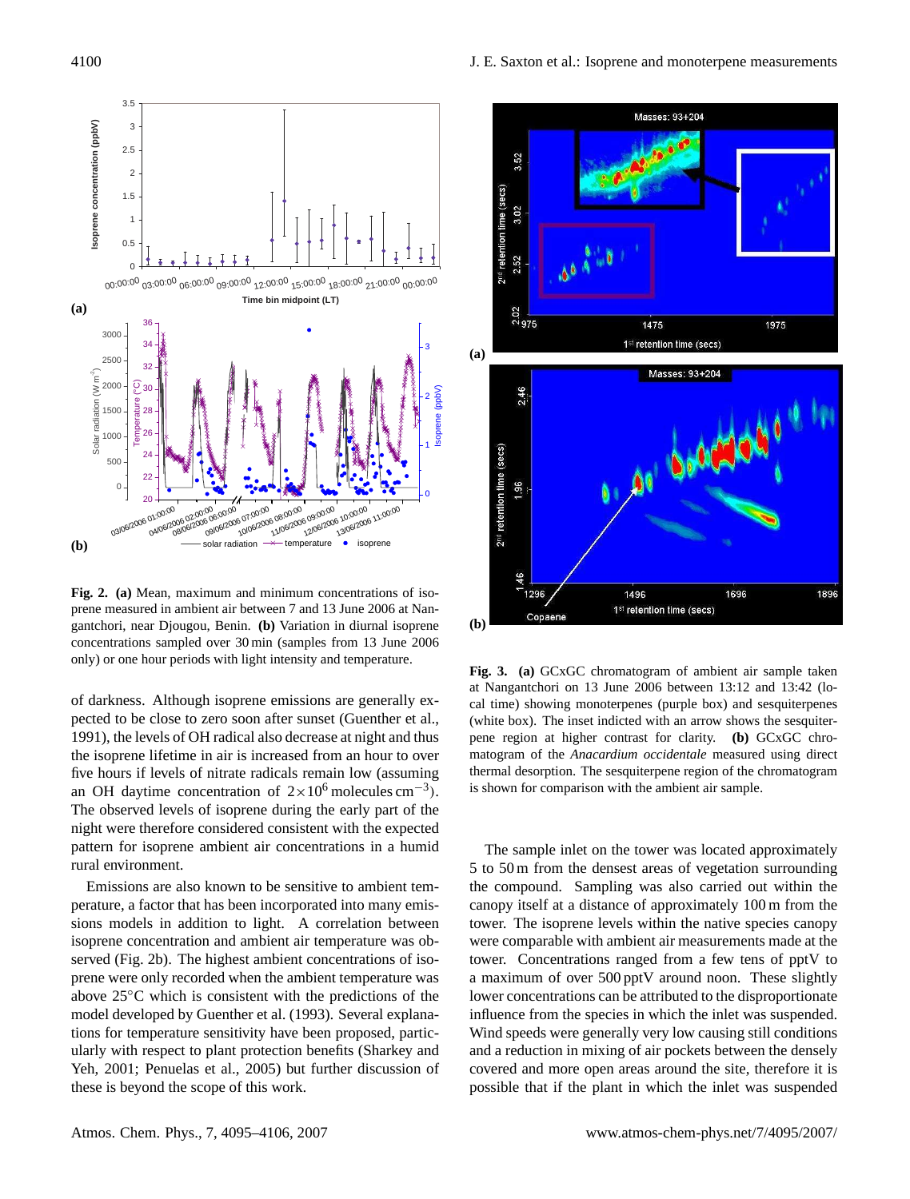**Fig. 2. (a)** Mean, maximum and minimum concentrations of isoprene measured in ambient air between 7 and 13 June 2006 at Nangantchori, near Djougou, Benin. **(b)** Variation in diurnal isoprene concentrations sampled over 30 min (samples from 13 June 2006 only) or one hour periods with light intensity and temperature.

of darkness. Although isoprene emissions are generally expected to be close to zero soon after sunset (Guenther et al., 1991), the levels of OH radical also decrease at night and thus the isoprene lifetime in air is increased from an hour to over five hours if levels of nitrate radicals remain low (assuming an OH daytime concentration of $2\times10^{6}$ molecules cm$^{-3}$). The observed levels of isoprene during the early part of the night were therefore considered consistent with the expected pattern for isoprene ambient air concentrations in a humid rural environment.

Emissions are also known to be sensitive to ambient temperature, a factor that has been incorporated into many emissions models in addition to light. A correlation between isoprene concentration and ambient air temperature was observed (Fig. 2b). The highest ambient concentrations of isoprene were only recorded when the ambient temperature was above 25°C which is consistent with the predictions of the model developed by Guenther et al. (1993). Several explanations for temperature sensitivity have been proposed, particularly with respect to plant protection benefits (Sharkey and Yeh, 2001; Penuelas et al., 2005) but further discussion of these is beyond the scope of this work.

**Fig. 3. (a)** GCxGC chromatogram of ambient air sample taken at Nangantchori on 13 June 2006 between 13:12 and 13:42 (local time) showing monoterpenes (purple box) and sesquiterpenes (white box). The inset indicted with an arrow shows the sesquiterpene region at higher contrast for clarity. **(b)** GCxGC chromatogram of the *Anacardium occidentale* measured using direct thermal desorption. The sesquiterpene region of the chromatogram is shown for comparison with the ambient air sample.

The sample inlet on the tower was located approximately 5 to 50 m from the densest areas of vegetation surrounding the compound. Sampling was also carried out within the canopy itself at a distance of approximately 100 m from the tower. The isoprene levels within the native species canopy were comparable with ambient air measurements made at the tower. Concentrations ranged from a few tens of pptV to a maximum of over 500 pptV around noon. These slightly lower concentrations can be attributed to the disproportionate influence from the species in which the inlet was suspended. Wind speeds were generally very low causing still conditions and a reduction in mixing of air pockets between the densely covered and more open areas around the site, therefore it is possible that if the plant in which the inlet was suspended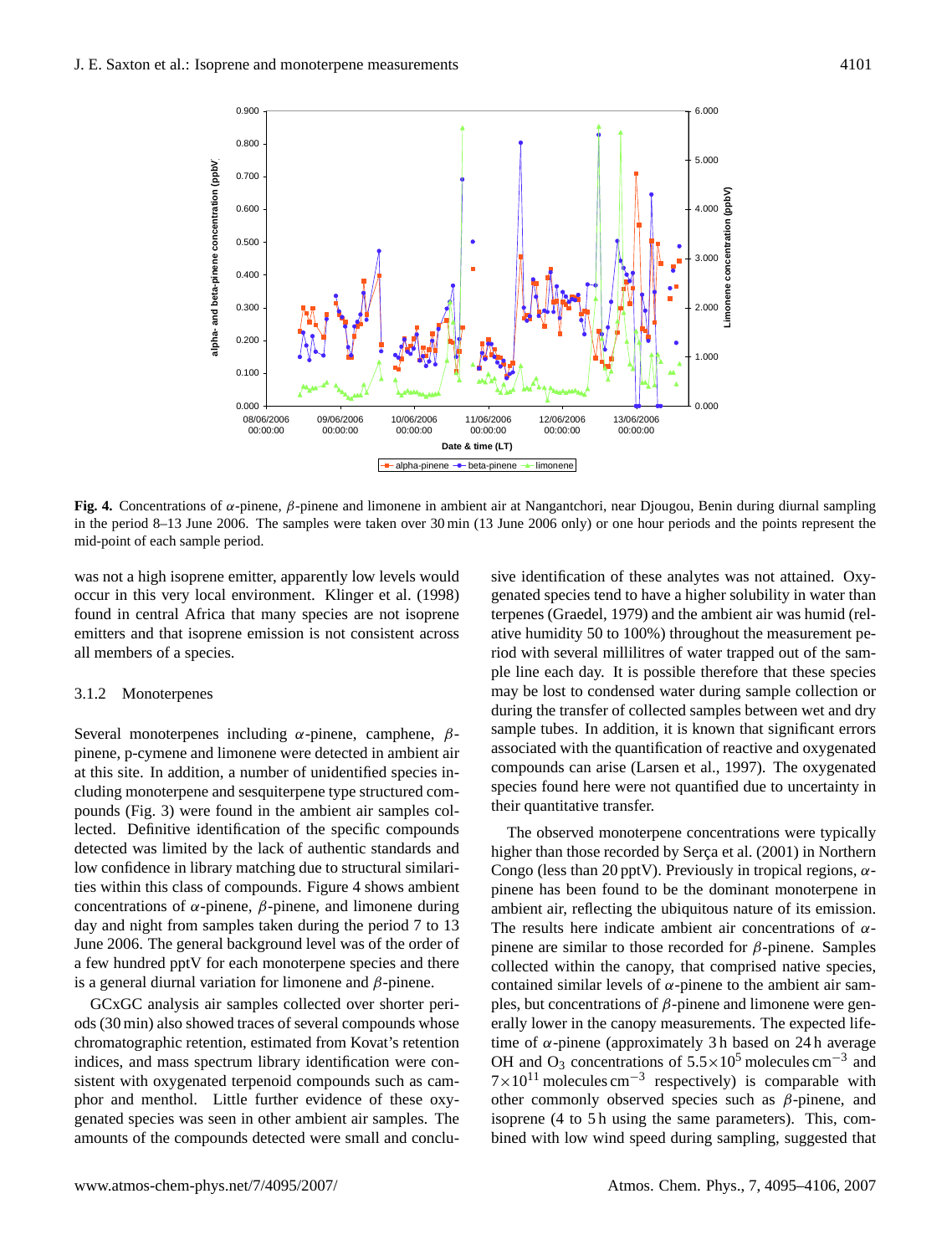**Fig. 4.** Concentrations of $\alpha$-pinene, $\beta$-pinene and limonene in ambient air at Nangantchori, near Djougou, Benin during diurnal sampling in the period 8–13 June 2006. The samples were taken over 30 min (13 June 2006 only) or one hour periods and the points represent the mid-point of each sample period.

was not a high isoprene emitter, apparently low levels would occur in this very local environment. Klinger et al. (1998) found in central Africa that many species are not isoprene emitters and that isoprene emission is not consistent across all members of a species.

#### 3.1.2 Monoterpenes

Several monoterpenes including $\alpha$-pinene, camphene, $\beta$-pinene, p-cymene and limonene were detected in ambient air at this site. In addition, a number of unidentified species including monoterpene and sesquiterpene type structured compounds (Fig. 3) were found in the ambient air samples collected. Definitive identification of the specific compounds detected was limited by the lack of authentic standards and low confidence in library matching due to structural similarities within this class of compounds. Figure 4 shows ambient concentrations of $\alpha$-pinene, $\beta$-pinene, and limonene during day and night from samples taken during the period 7 to 13 June 2006. The general background level was of the order of a few hundred pptV for each monoterpene species and there is a general diurnal variation for limonene and $\beta$-pinene.

GCxGC analysis air samples collected over shorter periods (30 min) also showed traces of several compounds whose chromatographic retention, estimated from Kovat's retention indices, and mass spectrum library identification were consistent with oxygenated terpenoid compounds such as camphor and menthol. Little further evidence of these oxygenated species was seen in other ambient air samples. The amounts of the compounds detected were small and conclusive identification of these analytes was not attained. Oxygenated species tend to have a higher solubility in water than terpenes (Graedel, 1979) and the ambient air was humid (relative humidity 50 to 100%) throughout the measurement period with several millilitres of water trapped out of the sample line each day. It is possible therefore that these species may be lost to condensed water during sample collection or during the transfer of collected samples between wet and dry sample tubes. In addition, it is known that significant errors associated with the quantification of reactive and oxygenated compounds can arise (Larsen et al., 1997). The oxygenated species found here were not quantified due to uncertainty in their quantitative transfer.

The observed monoterpene concentrations were typically higher than those recorded by Serça et al. (2001) in Northern Congo (less than 20 pptV). Previously in tropical regions, $\alpha$-pinene has been found to be the dominant monoterpene in ambient air, reflecting the ubiquitous nature of its emission. The results here indicate ambient air concentrations of $\alpha$-pinene are similar to those recorded for $\beta$-pinene. Samples collected within the canopy, that comprised native species, contained similar levels of $\alpha$-pinene to the ambient air samples, but concentrations of $\beta$-pinene and limonene were generally lower in the canopy measurements. The expected lifetime of $\alpha$-pinene (approximately 3 h based on 24 h average OH and $O_3$ concentrations of $5.5\times10^5$ molecules $cm^{-3}$ and $7\times10^{11}$ molecules $cm^{-3}$ respectively) is comparable with other commonly observed species such as $\beta$-pinene, and isoprene (4 to 5 h using the same parameters). This, combined with low wind speed during sampling, suggested that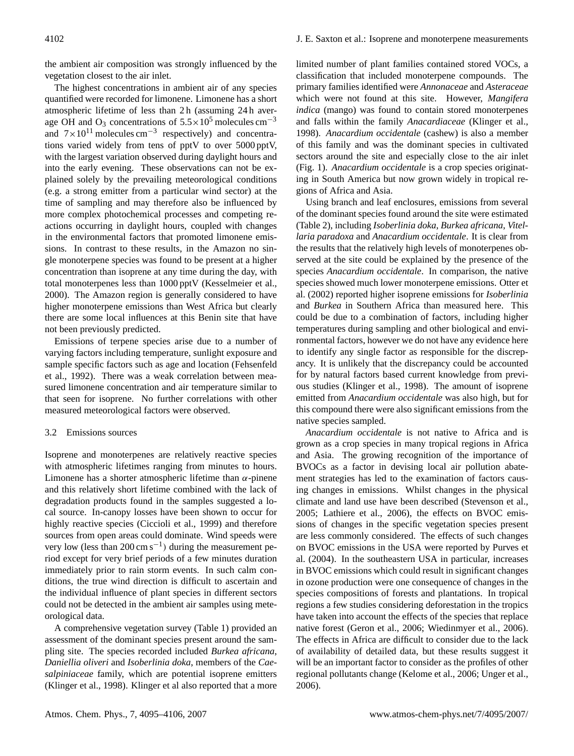the ambient air composition was strongly influenced by the vegetation closest to the air inlet.

The highest concentrations in ambient air of any species quantified were recorded for limonene. Limonene has a short atmospheric lifetime of less than 2 h (assuming 24 h average OH and $O_3$ concentrations of $5.5\times10^5$ molecules $cm^{-3}$ and $7\times10^{11}$ molecules $cm^{-3}$ respectively) and concentrations varied widely from tens of pptV to over 5000 pptV, with the largest variation observed during daylight hours and into the early evening. These observations can not be explained solely by the prevailing meteorological conditions (e.g. a strong emitter from a particular wind sector) at the time of sampling and may therefore also be influenced by more complex photochemical processes and competing reactions occurring in daylight hours, coupled with changes in the environmental factors that promoted limonene emissions. In contrast to these results, in the Amazon no single monoterpene species was found to be present at a higher concentration than isoprene at any time during the day, with total monoterpenes less than 1000 pptV (Kesselmeier et al., 2000). The Amazon region is generally considered to have higher monoterpene emissions than West Africa but clearly there are some local influences at this Benin site that have not been previously predicted.

Emissions of terpene species arise due to a number of varying factors including temperature, sunlight exposure and sample specific factors such as age and location (Fehsenfeld et al., 1992). There was a weak correlation between measured limonene concentration and air temperature similar to that seen for isoprene. No further correlations with other measured meteorological factors were observed.

### 3.2 Emissions sources

Isoprene and monoterpenes are relatively reactive species with atmospheric lifetimes ranging from minutes to hours. Limonene has a shorter atmospheric lifetime than $\alpha$-pinene and this relatively short lifetime combined with the lack of degradation products found in the samples suggested a local source. In-canopy losses have been shown to occur for highly reactive species (Ciccioli et al., 1999) and therefore sources from open areas could dominate. Wind speeds were very low (less than 200 cm $s^{-1}$) during the measurement period except for very brief periods of a few minutes duration immediately prior to rain storm events. In such calm conditions, the true wind direction is difficult to ascertain and the individual influence of plant species in different sectors could not be detected in the ambient air samples using meteorological data.

A comprehensive vegetation survey (Table 1) provided an assessment of the dominant species present around the sampling site. The species recorded included *Burkea africana*, *Daniellia oliveri* and *Isoberlinia doka*, members of the *Caesalpiniaceae* family, which are potential isoprene emitters (Klinger et al., 1998). Klinger et al also reported that a more limited number of plant families contained stored VOCs, a classification that included monoterpene compounds. The primary families identified were *Annonaceae* and *Asteraceae* which were not found at this site. However, *Mangifera indica* (mango) was found to contain stored monoterpenes and falls within the family *Anacardiaceae* (Klinger et al., 1998). *Anacardium occidentale* (cashew) is also a member of this family and was the dominant species in cultivated sectors around the site and especially close to the air inlet (Fig. 1). *Anacardium occidentale* is a crop species originating in South America but now grown widely in tropical regions of Africa and Asia.

Using branch and leaf enclosures, emissions from several of the dominant species found around the site were estimated (Table 2), including *Isoberlinia doka*, *Burkea africana*, *Vitellaria paradoxa* and *Anacardium occidentale*. It is clear from the results that the relatively high levels of monoterpenes observed at the site could be explained by the presence of the species *Anacardium occidentale*. In comparison, the native species showed much lower monoterpene emissions. Otter et al. (2002) reported higher isoprene emissions for *Isoberlinia* and *Burkea* in Southern Africa than measured here. This could be due to a combination of factors, including higher temperatures during sampling and other biological and environmental factors, however we do not have any evidence here to identify any single factor as responsible for the discrepancy. It is unlikely that the discrepancy could be accounted for by natural factors based current knowledge from previous studies (Klinger et al., 1998). The amount of isoprene emitted from *Anacardium occidentale* was also high, but for this compound there were also significant emissions from the native species sampled.

*Anacardium occidentale* is not native to Africa and is grown as a crop species in many tropical regions in Africa and Asia. The growing recognition of the importance of BVOCs as a factor in devising local air pollution abatement strategies has led to the examination of factors causing changes in emissions. Whilst changes in the physical climate and land use have been described (Stevenson et al., 2005; Lathiere et al., 2006), the effects on BVOC emissions of changes in the specific vegetation species present are less commonly considered. The effects of such changes on BVOC emissions in the USA were reported by Purves et al. (2004). In the southeastern USA in particular, increases in BVOC emissions which could result in significant changes in ozone production were one consequence of changes in the species compositions of forests and plantations. In tropical regions a few studies considering deforestation in the tropics have taken into account the effects of the species that replace native forest (Geron et al., 2006; Wiedinmyer et al., 2006). The effects in Africa are difficult to consider due to the lack of availability of detailed data, but these results suggest it will be an important factor to consider as the profiles of other regional pollutants change (Kelome et al., 2006; Unger et al., 2006).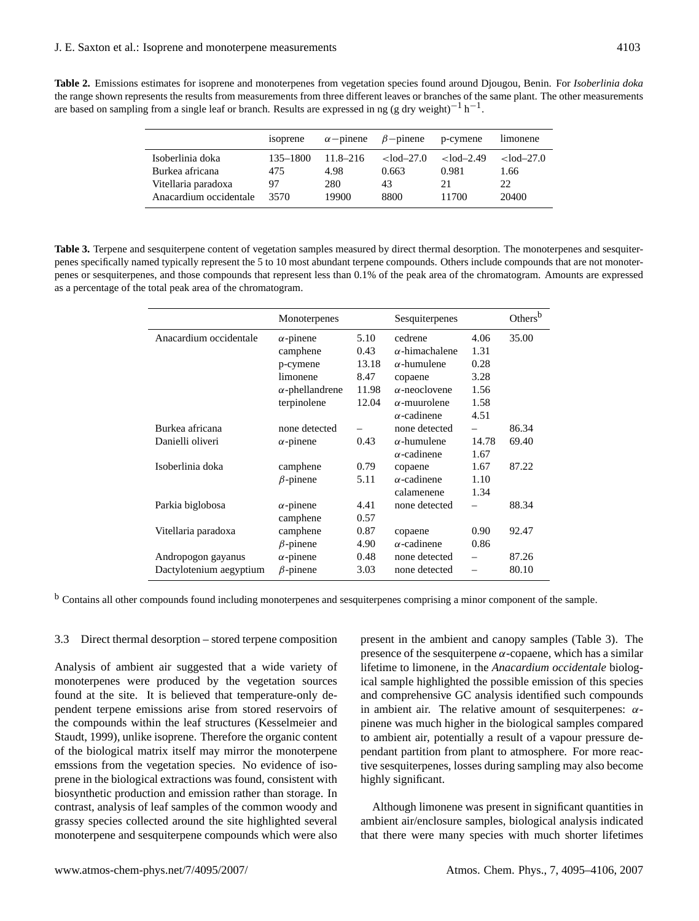**Table 2.** Emissions estimates for isoprene and monoterpenes from vegetation species found around Djougou, Benin. For *Isoberlinia doka* the range shown represents the results from measurements from three different leaves or branches of the same plant. The other measurements are based on sampling from a single leaf or branch. Results are expressed in ng (g dry weight)$^{-1}$ h$^{-1}$.

| | isoprene | $\alpha$−pinene | $\beta$−pinene | p-cymene | limonene |
|---|---|---|---|---|---|
| Isoberlinia doka | 135–1800 | 11.8–216 | <lod–27.0 | <lod–2.49 | <lod–27.0 |
| Burkea africana | 475 | 4.98 | 0.663 | 0.981 | 1.66 |
| Vitellaria paradoxa | 97 | 280 | 43 | 21 | 22 |
| Anacardium occidentale | 3570 | 19900 | 8800 | 11700 | 20400 |

**Table 3.** Terpene and sesquiterpene content of vegetation samples measured by direct thermal desorption. The monoterpenes and sesquiterpenes specifically named typically represent the 5 to 10 most abundant terpene compounds. Others include compounds that are not monoterpenes or sesquiterpenes, and those compounds that represent less than 0.1% of the peak area of the chromatogram. Amounts are expressed as a percentage of the total peak area of the chromatogram.

| | Monoterpenes | | Sesquiterpenes | | Others[b] |
|---|---|---|---|---|---|
| Anacardium occidentale | $\alpha$-pinene | 5.10 | cedrene | 4.06 | 35.00 |
| | camphene | 0.43 | $\alpha$-himachalene | 1.31 | |
| | p-cymene | 13.18 | $\alpha$-humulene | 0.28 | |
| | limonene | 8.47 | copaene | 3.28 | |
| | $\alpha$-phellandrene | 11.98 | $\alpha$-neoclovene | 1.56 | |
| | terpinolene | 12.04 | $\alpha$-muurolene | 1.58 | |
| | | | $\alpha$-cadinene | 4.51 | |
| Burkea africana | none detected | – | none detected | – | 86.34 |
| Danielli oliveri | $\alpha$-pinene | 0.43 | $\alpha$-humulene | 14.78 | 69.40 |
| | | | $\alpha$-cadinene | 1.67 | |
| Isoberlinia doka | camphene | 0.79 | copaene | 1.67 | 87.22 |
| | $\beta$-pinene | 5.11 | $\alpha$-cadinene | 1.10 | |
| | | | calamenene | 1.34 | |
| Parkia biglobosa | $\alpha$-pinene | 4.41 | none detected | – | 88.34 |
| | camphene | 0.57 | | | |
| Vitellaria paradoxa | camphene | 0.87 | copaene | 0.90 | 92.47 |
| | $\beta$-pinene | 4.90 | $\alpha$-cadinene | 0.86 | |
| Andropogon gayanus | $\alpha$-pinene | 0.48 | none detected | – | 87.26 |
| Dactylotenium aegyptium | $\beta$-pinene | 3.03 | none detected | – | 80.10 |

[b] Contains all other compounds found including monoterpenes and sesquiterpenes comprising a minor component of the sample.

### 3.3 Direct thermal desorption – stored terpene composition

Analysis of ambient air suggested that a wide variety of monoterpenes were produced by the vegetation sources found at the site. It is believed that temperature-only dependent terpene emissions arise from stored reservoirs of the compounds within the leaf structures (Kesselmeier and Staudt, 1999), unlike isoprene. Therefore the organic content of the biological matrix itself may mirror the monoterpene emssions from the vegetation species. No evidence of isoprene in the biological extractions was found, consistent with biosynthetic production and emission rather than storage. In contrast, analysis of leaf samples of the common woody and grassy species collected around the site highlighted several monoterpene and sesquiterpene compounds which were also present in the ambient and canopy samples (Table 3). The presence of the sesquiterpene $\alpha$-copaene, which has a similar lifetime to limonene, in the *Anacardium occidentale* biological sample highlighted the possible emission of this species and comprehensive GC analysis identified such compounds in ambient air. The relative amount of sesquiterpenes: $\alpha$-pinene was much higher in the biological samples compared to ambient air, potentially a result of a vapour pressure dependant partition from plant to atmosphere. For more reactive sesquiterpenes, losses during sampling may also become highly significant.

Although limonene was present in significant quantities in ambient air/enclosure samples, biological analysis indicated that there were many species with much shorter lifetimes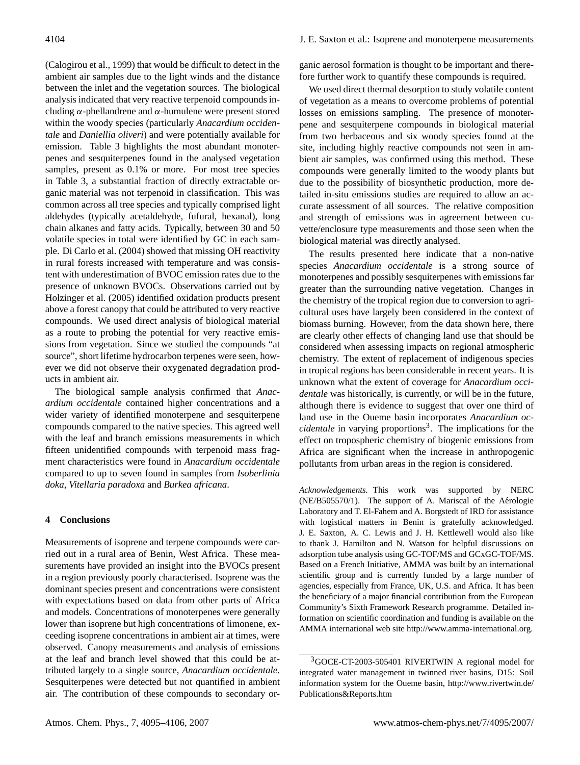(Calogirou et al., 1999) that would be difficult to detect in the ambient air samples due to the light winds and the distance between the inlet and the vegetation sources. The biological analysis indicated that very reactive terpenoid compounds including α-phellandrene and α-humulene were present stored within the woody species (particularly *Anacardium occidentale* and *Daniellia oliveri*) and were potentially available for emission. Table 3 highlights the most abundant monoterpenes and sesquiterpenes found in the analysed vegetation samples, present as 0.1% or more. For most tree species in Table 3, a substantial fraction of directly extractable organic material was not terpenoid in classification. This was common across all tree species and typically comprised light aldehydes (typically acetaldehyde, fufural, hexanal), long chain alkanes and fatty acids. Typically, between 30 and 50 volatile species in total were identified by GC in each sample. Di Carlo et al. (2004) showed that missing OH reactivity in rural forests increased with temperature and was consistent with underestimation of BVOC emission rates due to the presence of unknown BVOCs. Observations carried out by Holzinger et al. (2005) identified oxidation products present above a forest canopy that could be attributed to very reactive compounds. We used direct analysis of biological material as a route to probing the potential for very reactive emissions from vegetation. Since we studied the compounds "at source", short lifetime hydrocarbon terpenes were seen, however we did not observe their oxygenated degradation products in ambient air.

The biological sample analysis confirmed that *Anacardium occidentale* contained higher concentrations and a wider variety of identified monoterpene and sesquiterpene compounds compared to the native species. This agreed well with the leaf and branch emissions measurements in which fifteen unidentified compounds with terpenoid mass fragment characteristics were found in *Anacardium occidentale* compared to up to seven found in samples from *Isoberlinia doka*, *Vitellaria paradoxa* and *Burkea africana*.

## 4 Conclusions

Measurements of isoprene and terpene compounds were carried out in a rural area of Benin, West Africa. These measurements have provided an insight into the BVOCs present in a region previously poorly characterised. Isoprene was the dominant species present and concentrations were consistent with expectations based on data from other parts of Africa and models. Concentrations of monoterpenes were generally lower than isoprene but high concentrations of limonene, exceeding isoprene concentrations in ambient air at times, were observed. Canopy measurements and analysis of emissions at the leaf and branch level showed that this could be attributed largely to a single source, *Anacardium occidentale*. Sesquiterpenes were detected but not quantified in ambient air. The contribution of these compounds to secondary organic aerosol formation is thought to be important and therefore further work to quantify these compounds is required.

We used direct thermal desorption to study volatile content of vegetation as a means to overcome problems of potential losses on emissions sampling. The presence of monoterpene and sesquiterpene compounds in biological material from two herbaceous and six woody species found at the site, including highly reactive compounds not seen in ambient air samples, was confirmed using this method. These compounds were generally limited to the woody plants but due to the possibility of biosynthetic production, more detailed in-situ emissions studies are required to allow an accurate assessment of all sources. The relative composition and strength of emissions was in agreement between cuvette/enclosure type measurements and those seen when the biological material was directly analysed.

The results presented here indicate that a non-native species *Anacardium occidentale* is a strong source of monoterpenes and possibly sesquiterpenes with emissions far greater than the surrounding native vegetation. Changes in the chemistry of the tropical region due to conversion to agricultural uses have largely been considered in the context of biomass burning. However, from the data shown here, there are clearly other effects of changing land use that should be considered when assessing impacts on regional atmospheric chemistry. The extent of replacement of indigenous species in tropical regions has been considerable in recent years. It is unknown what the extent of coverage for *Anacardium occidentale* was historically, is currently, or will be in the future, although there is evidence to suggest that over one third of land use in the Oueme basin incorporates *Anacardium occidentale* in varying proportions[3]. The implications for the effect on tropospheric chemistry of biogenic emissions from Africa are significant when the increase in anthropogenic pollutants from urban areas in the region is considered.

*Acknowledgements.* This work was supported by NERC (NE/B505570/1). The support of A. Mariscal of the Aérologie Laboratory and T. El-Fahem and A. Borgstedt of IRD for assistance with logistical matters in Benin is gratefully acknowledged. J. E. Saxton, A. C. Lewis and J. H. Kettlewell would also like to thank J. Hamilton and N. Watson for helpful discussions on adsorption tube analysis using GC-TOF/MS and GCxGC-TOF/MS. Based on a French Initiative, AMMA was built by an international scientific group and is currently funded by a large number of agencies, especially from France, UK, U.S. and Africa. It has been the beneficiary of a major financial contribution from the European Community's Sixth Framework Research programme. Detailed information on scientific coordination and funding is available on the AMMA international web site http://www.amma-international.org.

[3]GOCE-CT-2003-505401 RIVERTWIN A regional model for integrated water management in twinned river basins, D15: Soil information system for the Oueme basin, http://www.rivertwin.de/Publications&Reports.htm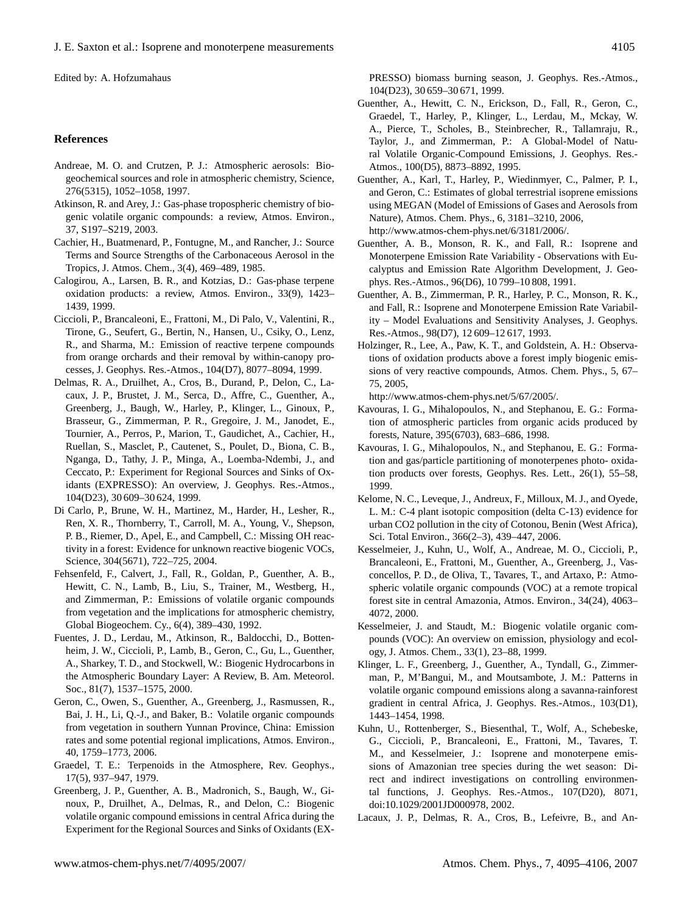Edited by: A. Hofzumahaus

## References

Andreae, M. O. and Crutzen, P. J.: Atmospheric aerosols: Biogeochemical sources and role in atmospheric chemistry, Science, 276(5315), 1052–1058, 1997.

Atkinson, R. and Arey, J.: Gas-phase tropospheric chemistry of biogenic volatile organic compounds: a review, Atmos. Environ., 37, S197–S219, 2003.

Cachier, H., Buatmenard, P., Fontugne, M., and Rancher, J.: Source Terms and Source Strengths of the Carbonaceous Aerosol in the Tropics, J. Atmos. Chem., 3(4), 469–489, 1985.

Calogirou, A., Larsen, B. R., and Kotzias, D.: Gas-phase terpene oxidation products: a review, Atmos. Environ., 33(9), 1423–1439, 1999.

Ciccioli, P., Brancaleoni, E., Frattoni, M., Di Palo, V., Valentini, R., Tirone, G., Seufert, G., Bertin, N., Hansen, U., Csiky, O., Lenz, R., and Sharma, M.: Emission of reactive terpene compounds from orange orchards and their removal by within-canopy processes, J. Geophys. Res.-Atmos., 104(D7), 8077–8094, 1999.

Delmas, R. A., Druilhet, A., Cros, B., Durand, P., Delon, C., Lacaux, J. P., Brustet, J. M., Serca, D., Affre, C., Guenther, A., Greenberg, J., Baugh, W., Harley, P., Klinger, L., Ginoux, P., Brasseur, G., Zimmerman, P. R., Gregoire, J. M., Janodet, E., Tournier, A., Perros, P., Marion, T., Gaudichet, A., Cachier, H., Ruellan, S., Masclet, P., Cautenet, S., Poulet, D., Biona, C. B., Nganga, D., Tathy, J. P., Minga, A., Loemba-Ndembi, J., and Ceccato, P.: Experiment for Regional Sources and Sinks of Oxidants (EXPRESSO): An overview, J. Geophys. Res.-Atmos., 104(D23), 30 609–30 624, 1999.

Di Carlo, P., Brune, W. H., Martinez, M., Harder, H., Lesher, R., Ren, X. R., Thornberry, T., Carroll, M. A., Young, V., Shepson, P. B., Riemer, D., Apel, E., and Campbell, C.: Missing OH reactivity in a forest: Evidence for unknown reactive biogenic VOCs, Science, 304(5671), 722–725, 2004.

Fehsenfeld, F., Calvert, J., Fall, R., Goldan, P., Guenther, A. B., Hewitt, C. N., Lamb, B., Liu, S., Trainer, M., Westberg, H., and Zimmerman, P.: Emissions of volatile organic compounds from vegetation and the implications for atmospheric chemistry, Global Biogeochem. Cy., 6(4), 389–430, 1992.

Fuentes, J. D., Lerdau, M., Atkinson, R., Baldocchi, D., Bottenheim, J. W., Ciccioli, P., Lamb, B., Geron, C., Gu, L., Guenther, A., Sharkey, T. D., and Stockwell, W.: Biogenic Hydrocarbons in the Atmospheric Boundary Layer: A Review, B. Am. Meteorol. Soc., 81(7), 1537–1575, 2000.

Geron, C., Owen, S., Guenther, A., Greenberg, J., Rasmussen, R., Bai, J. H., Li, Q.-J., and Baker, B.: Volatile organic compounds from vegetation in southern Yunnan Province, China: Emission rates and some potential regional implications, Atmos. Environ., 40, 1759–1773, 2006.

Graedel, T. E.: Terpenoids in the Atmosphere, Rev. Geophys., 17(5), 937–947, 1979.

Greenberg, J. P., Guenther, A. B., Madronich, S., Baugh, W., Ginoux, P., Druilhet, A., Delmas, R., and Delon, C.: Biogenic volatile organic compound emissions in central Africa during the Experiment for the Regional Sources and Sinks of Oxidants (EXPRESSO) biomass burning season, J. Geophys. Res.-Atmos., 104(D23), 30 659–30 671, 1999.

Guenther, A., Hewitt, C. N., Erickson, D., Fall, R., Geron, C., Graedel, T., Harley, P., Klinger, L., Lerdau, M., Mckay, W. A., Pierce, T., Scholes, B., Steinbrecher, R., Tallamraju, R., Taylor, J., and Zimmerman, P.: A Global-Model of Natural Volatile Organic-Compound Emissions, J. Geophys. Res.-Atmos., 100(D5), 8873–8892, 1995.

Guenther, A., Karl, T., Harley, P., Wiedinmyer, C., Palmer, P. I., and Geron, C.: Estimates of global terrestrial isoprene emissions using MEGAN (Model of Emissions of Gases and Aerosols from Nature), Atmos. Chem. Phys., 6, 3181–3210, 2006, http://www.atmos-chem-phys.net/6/3181/2006/.

Guenther, A. B., Monson, R. K., and Fall, R.: Isoprene and Monoterpene Emission Rate Variability - Observations with Eucalyptus and Emission Rate Algorithm Development, J. Geophys. Res.-Atmos., 96(D6), 10 799–10 808, 1991.

Guenther, A. B., Zimmerman, P. R., Harley, P. C., Monson, R. K., and Fall, R.: Isoprene and Monoterpene Emission Rate Variability – Model Evaluations and Sensitivity Analyses, J. Geophys. Res.-Atmos., 98(D7), 12 609–12 617, 1993.

Holzinger, R., Lee, A., Paw, K. T., and Goldstein, A. H.: Observations of oxidation products above a forest imply biogenic emissions of very reactive compounds, Atmos. Chem. Phys., 5, 67–75, 2005, http://www.atmos-chem-phys.net/5/67/2005/.

Kavouras, I. G., Mihalopoulos, N., and Stephanou, E. G.: Formation of atmospheric particles from organic acids produced by forests, Nature, 395(6703), 683–686, 1998.

Kavouras, I. G., Mihalopoulos, N., and Stephanou, E. G.: Formation and gas/particle partitioning of monoterpenes photo- oxidation products over forests, Geophys. Res. Lett., 26(1), 55–58, 1999.

Kelome, N. C., Leveque, J., Andreux, F., Milloux, M. J., and Oyede, L. M.: C-4 plant isotopic composition (delta C-13) evidence for urban CO2 pollution in the city of Cotonou, Benin (West Africa), Sci. Total Environ., 366(2–3), 439–447, 2006.

Kesselmeier, J., Kuhn, U., Wolf, A., Andreae, M. O., Ciccioli, P., Brancaleoni, E., Frattoni, M., Guenther, A., Greenberg, J., Vasconcellos, P. D., de Oliva, T., Tavares, T., and Artaxo, P.: Atmospheric volatile organic compounds (VOC) at a remote tropical forest site in central Amazonia, Atmos. Environ., 34(24), 4063–4072, 2000.

Kesselmeier, J. and Staudt, M.: Biogenic volatile organic compounds (VOC): An overview on emission, physiology and ecology, J. Atmos. Chem., 33(1), 23–88, 1999.

Klinger, L. F., Greenberg, J., Guenther, A., Tyndall, G., Zimmerman, P., M'Bangui, M., and Moutsambote, J. M.: Patterns in volatile organic compound emissions along a savanna-rainforest gradient in central Africa, J. Geophys. Res.-Atmos., 103(D1), 1443–1454, 1998.

Kuhn, U., Rottenberger, S., Biesenthal, T., Wolf, A., Schebeske, G., Ciccioli, P., Brancaleoni, E., Frattoni, M., Tavares, T. M., and Kesselmeier, J.: Isoprene and monoterpene emissions of Amazonian tree species during the wet season: Direct and indirect investigations on controlling environmental functions, J. Geophys. Res.-Atmos., 107(D20), 8071, doi:10.1029/2001JD000978, 2002.

Lacaux, J. P., Delmas, R. A., Cros, B., Lefeivre, B., and An-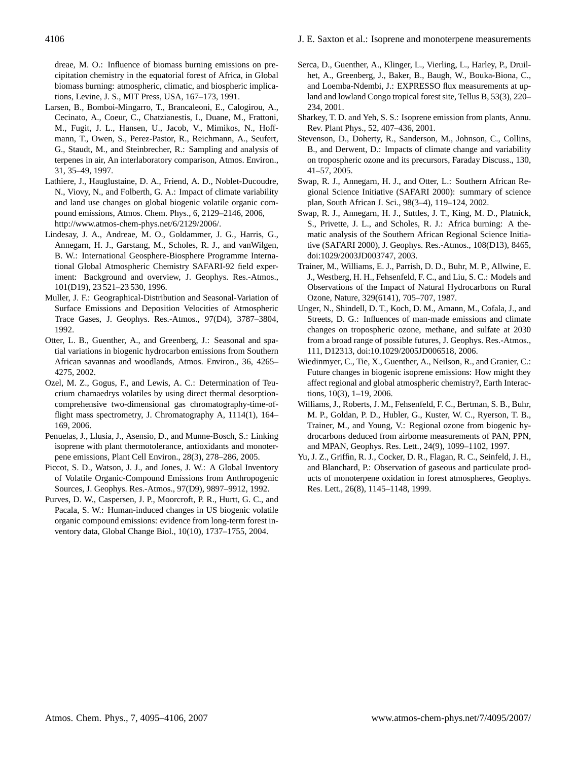dreae, M. O.: Influence of biomass burning emissions on precipitation chemistry in the equatorial forest of Africa, in Global biomass burning: atmospheric, climatic, and biospheric implications, Levine, J. S., MIT Press, USA, 167–173, 1991.

Larsen, B., Bomboi-Mingarro, T., Brancaleoni, E., Calogirou, A., Cecinato, A., Coeur, C., Chatzianestis, I., Duane, M., Frattoni, M., Fugit, J. L., Hansen, U., Jacob, V., Mimikos, N., Hoffmann, T., Owen, S., Perez-Pastor, R., Reichmann, A., Seufert, G., Staudt, M., and Steinbrecher, R.: Sampling and analysis of terpenes in air, An interlaboratory comparison, Atmos. Environ., 31, 35–49, 1997.

Lathiere, J., Hauglustaine, D. A., Friend, A. D., Noblet-Ducoudre, N., Viovy, N., and Folberth, G. A.: Impact of climate variability and land use changes on global biogenic volatile organic compound emissions, Atmos. Chem. Phys., 6, 2129–2146, 2006, http://www.atmos-chem-phys.net/6/2129/2006/.

Lindesay, J. A., Andreae, M. O., Goldammer, J. G., Harris, G., Annegarn, H. J., Garstang, M., Scholes, R. J., and vanWilgen, B. W.: International Geosphere-Biosphere Programme International Global Atmospheric Chemistry SAFARI-92 field experiment: Background and overview, J. Geophys. Res.-Atmos., 101(D19), 23 521–23 530, 1996.

Muller, J. F.: Geographical-Distribution and Seasonal-Variation of Surface Emissions and Deposition Velocities of Atmospheric Trace Gases, J. Geophys. Res.-Atmos., 97(D4), 3787–3804, 1992.

Otter, L. B., Guenther, A., and Greenberg, J.: Seasonal and spatial variations in biogenic hydrocarbon emissions from Southern African savannas and woodlands, Atmos. Environ., 36, 4265–4275, 2002.

Ozel, M. Z., Gogus, F., and Lewis, A. C.: Determination of Teucrium chamaedrys volatiles by using direct thermal desorption-comprehensive two-dimensional gas chromatography-time-of-flight mass spectrometry, J. Chromatography A, 1114(1), 164–169, 2006.

Penuelas, J., Llusia, J., Asensio, D., and Munne-Bosch, S.: Linking isoprene with plant thermotolerance, antioxidants and monoterpene emissions, Plant Cell Environ., 28(3), 278–286, 2005.

Piccot, S. D., Watson, J. J., and Jones, J. W.: A Global Inventory of Volatile Organic-Compound Emissions from Anthropogenic Sources, J. Geophys. Res.-Atmos., 97(D9), 9897–9912, 1992.

Purves, D. W., Caspersen, J. P., Moorcroft, P. R., Hurtt, G. C., and Pacala, S. W.: Human-induced changes in US biogenic volatile organic compound emissions: evidence from long-term forest inventory data, Global Change Biol., 10(10), 1737–1755, 2004.

Serca, D., Guenther, A., Klinger, L., Vierling, L., Harley, P., Druilhet, A., Greenberg, J., Baker, B., Baugh, W., Bouka-Biona, C., and Loemba-Ndembi, J.: EXPRESSO flux measurements at upland and lowland Congo tropical forest site, Tellus B, 53(3), 220–234, 2001.

Sharkey, T. D. and Yeh, S. S.: Isoprene emission from plants, Annu. Rev. Plant Phys., 52, 407–436, 2001.

Stevenson, D., Doherty, R., Sanderson, M., Johnson, C., Collins, B., and Derwent, D.: Impacts of climate change and variability on tropospheric ozone and its precursors, Faraday Discuss., 130, 41–57, 2005.

Swap, R. J., Annegarn, H. J., and Otter, L.: Southern African Regional Science Initiative (SAFARI 2000): summary of science plan, South African J. Sci., 98(3–4), 119–124, 2002.

Swap, R. J., Annegarn, H. J., Suttles, J. T., King, M. D., Platnick, S., Privette, J. L., and Scholes, R. J.: Africa burning: A thematic analysis of the Southern African Regional Science Initiative (SAFARI 2000), J. Geophys. Res.-Atmos., 108(D13), 8465, doi:1029/2003JD003747, 2003.

Trainer, M., Williams, E. J., Parrish, D. D., Buhr, M. P., Allwine, E. J., Westberg, H. H., Fehsenfeld, F. C., and Liu, S. C.: Models and Observations of the Impact of Natural Hydrocarbons on Rural Ozone, Nature, 329(6141), 705–707, 1987.

Unger, N., Shindell, D. T., Koch, D. M., Amann, M., Cofala, J., and Streets, D. G.: Influences of man-made emissions and climate changes on tropospheric ozone, methane, and sulfate at 2030 from a broad range of possible futures, J. Geophys. Res.-Atmos., 111, D12313, doi:10.1029/2005JD006518, 2006.

Wiedinmyer, C., Tie, X., Guenther, A., Neilson, R., and Granier, C.: Future changes in biogenic isoprene emissions: How might they affect regional and global atmospheric chemistry?, Earth Interactions, 10(3), 1–19, 2006.

Williams, J., Roberts, J. M., Fehsenfeld, F. C., Bertman, S. B., Buhr, M. P., Goldan, P. D., Hubler, G., Kuster, W. C., Ryerson, T. B., Trainer, M., and Young, V.: Regional ozone from biogenic hydrocarbons deduced from airborne measurements of PAN, PPN, and MPAN, Geophys. Res. Lett., 24(9), 1099–1102, 1997.

Yu, J. Z., Griffin, R. J., Cocker, D. R., Flagan, R. C., Seinfeld, J. H., and Blanchard, P.: Observation of gaseous and particulate products of monoterpene oxidation in forest atmospheres, Geophys. Res. Lett., 26(8), 1145–1148, 1999.